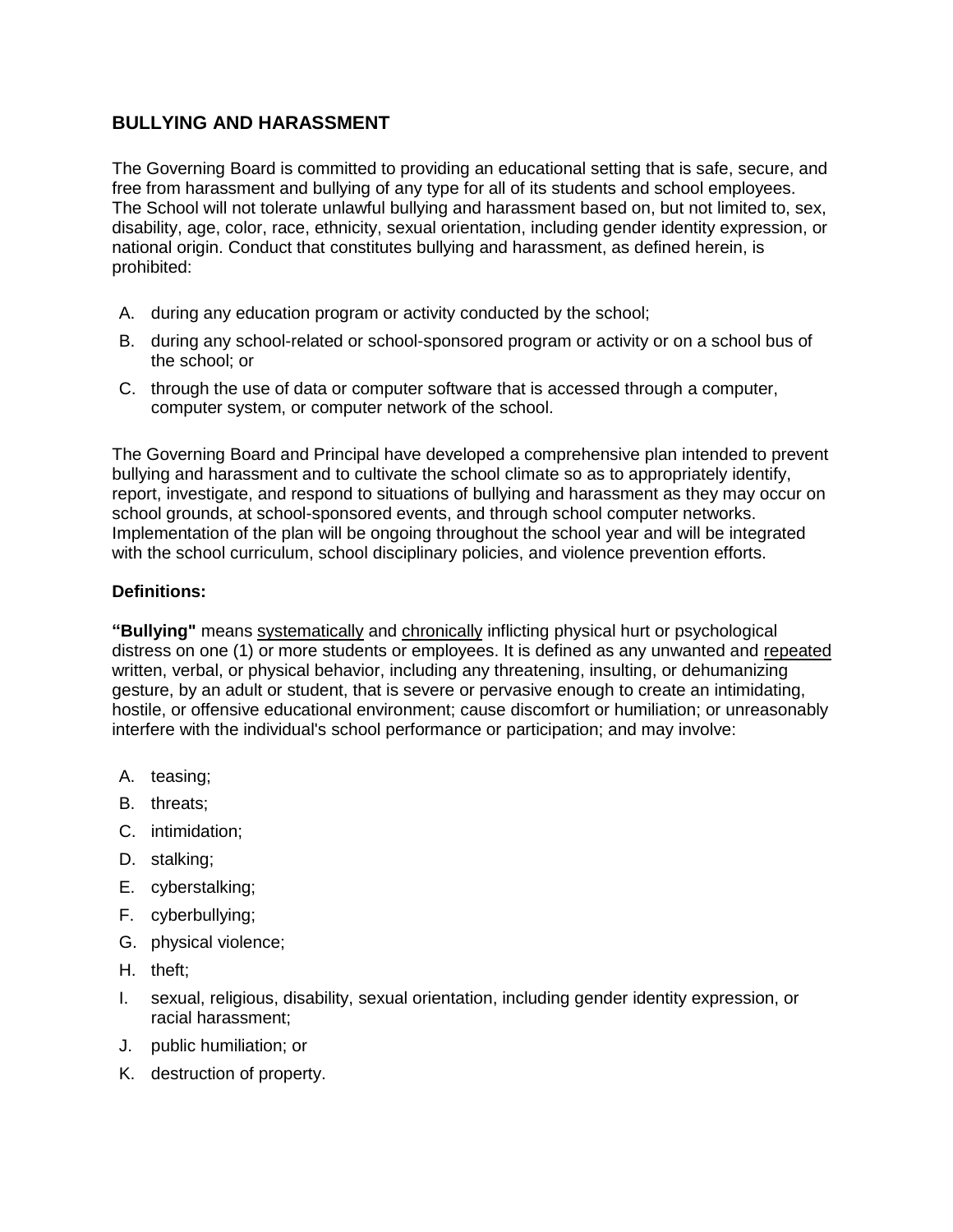## BULLYING AND HARASSMENT

The Governing Board is committed to providing an educational setting that is safe, secure, and free from harassment and bullying of any type for all of its students and school employees. The School will not tolerate unlawful bullying and harassment based on, but not limited to, sex, disability, age, color, race, ethnicity, sexual orientation, including gender identity expression, or national origin. Conduct that constitutes bullying and harassment, as defined herein, is prohibited:

A. during any education program or activity conducted by the school;
B. during any school-related or school-sponsored program or activity or on a school bus of the school; or
C. through the use of data or computer software that is accessed through a computer, computer system, or computer network of the school.

The Governing Board and Principal have developed a comprehensive plan intended to prevent bullying and harassment and to cultivate the school climate so as to appropriately identify, report, investigate, and respond to situations of bullying and harassment as they may occur on school grounds, at school-sponsored events, and through school computer networks. Implementation of the plan will be ongoing throughout the school year and will be integrated with the school curriculum, school disciplinary policies, and violence prevention efforts.

**Definitions:**

**"Bullying"** means <u>systematically</u> and <u>chronically</u> inflicting physical hurt or psychological distress on one (1) or more students or employees. It is defined as any unwanted and <u>repeated</u> written, verbal, or physical behavior, including any threatening, insulting, or dehumanizing gesture, by an adult or student, that is severe or pervasive enough to create an intimidating, hostile, or offensive educational environment; cause discomfort or humiliation; or unreasonably interfere with the individual's school performance or participation; and may involve:

A. teasing;
B. threats;
C. intimidation;
D. stalking;
E. cyberstalking;
F. cyberbullying;
G. physical violence;
H. theft;
I. sexual, religious, disability, sexual orientation, including gender identity expression, or racial harassment;
J. public humiliation; or
K. destruction of property.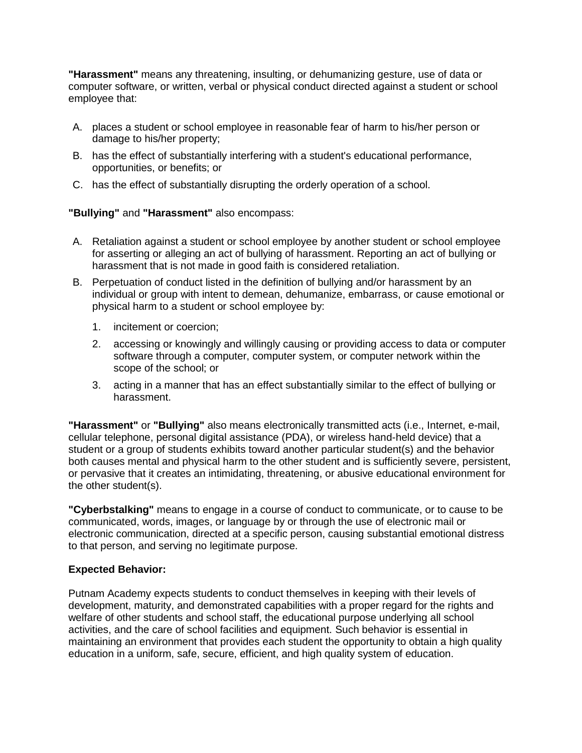**"Harassment"** means any threatening, insulting, or dehumanizing gesture, use of data or computer software, or written, verbal or physical conduct directed against a student or school employee that:

A. places a student or school employee in reasonable fear of harm to his/her person or damage to his/her property;
B. has the effect of substantially interfering with a student's educational performance, opportunities, or benefits; or
C. has the effect of substantially disrupting the orderly operation of a school.

**"Bullying"** and **"Harassment"** also encompass:

A. Retaliation against a student or school employee by another student or school employee for asserting or alleging an act of bullying of harassment. Reporting an act of bullying or harassment that is not made in good faith is considered retaliation.
B. Perpetuation of conduct listed in the definition of bullying and/or harassment by an individual or group with intent to demean, dehumanize, embarrass, or cause emotional or physical harm to a student or school employee by:
    1. incitement or coercion;
    2. accessing or knowingly and willingly causing or providing access to data or computer software through a computer, computer system, or computer network within the scope of the school; or
    3. acting in a manner that has an effect substantially similar to the effect of bullying or harassment.

**"Harassment"** or **"Bullying"** also means electronically transmitted acts (i.e., Internet, e-mail, cellular telephone, personal digital assistance (PDA), or wireless hand-held device) that a student or a group of students exhibits toward another particular student(s) and the behavior both causes mental and physical harm to the other student and is sufficiently severe, persistent, or pervasive that it creates an intimidating, threatening, or abusive educational environment for the other student(s).

**"Cyberbstalking"** means to engage in a course of conduct to communicate, or to cause to be communicated, words, images, or language by or through the use of electronic mail or electronic communication, directed at a specific person, causing substantial emotional distress to that person, and serving no legitimate purpose.

**Expected Behavior:**

Putnam Academy expects students to conduct themselves in keeping with their levels of development, maturity, and demonstrated capabilities with a proper regard for the rights and welfare of other students and school staff, the educational purpose underlying all school activities, and the care of school facilities and equipment. Such behavior is essential in maintaining an environment that provides each student the opportunity to obtain a high quality education in a uniform, safe, secure, efficient, and high quality system of education.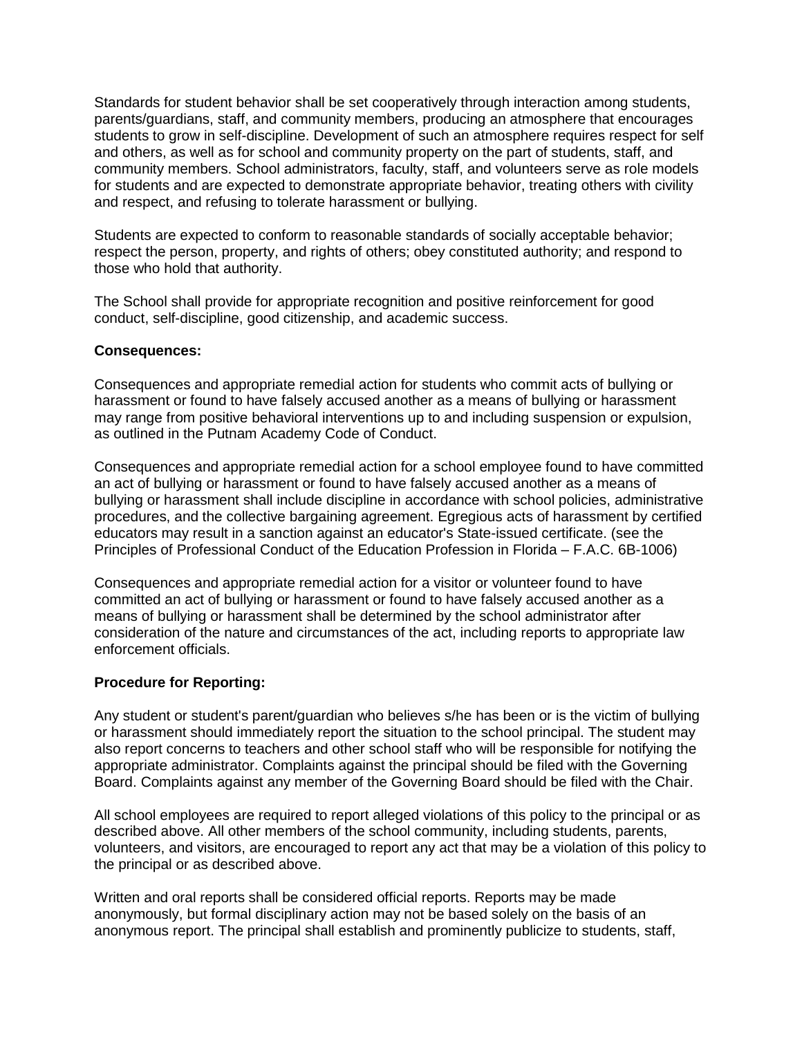Standards for student behavior shall be set cooperatively through interaction among students, parents/guardians, staff, and community members, producing an atmosphere that encourages students to grow in self-discipline. Development of such an atmosphere requires respect for self and others, as well as for school and community property on the part of students, staff, and community members. School administrators, faculty, staff, and volunteers serve as role models for students and are expected to demonstrate appropriate behavior, treating others with civility and respect, and refusing to tolerate harassment or bullying.

Students are expected to conform to reasonable standards of socially acceptable behavior; respect the person, property, and rights of others; obey constituted authority; and respond to those who hold that authority.

The School shall provide for appropriate recognition and positive reinforcement for good conduct, self-discipline, good citizenship, and academic success.

**Consequences:**

Consequences and appropriate remedial action for students who commit acts of bullying or harassment or found to have falsely accused another as a means of bullying or harassment may range from positive behavioral interventions up to and including suspension or expulsion, as outlined in the Putnam Academy Code of Conduct.

Consequences and appropriate remedial action for a school employee found to have committed an act of bullying or harassment or found to have falsely accused another as a means of bullying or harassment shall include discipline in accordance with school policies, administrative procedures, and the collective bargaining agreement. Egregious acts of harassment by certified educators may result in a sanction against an educator's State-issued certificate. (see the Principles of Professional Conduct of the Education Profession in Florida – F.A.C. 6B-1006)

Consequences and appropriate remedial action for a visitor or volunteer found to have committed an act of bullying or harassment or found to have falsely accused another as a means of bullying or harassment shall be determined by the school administrator after consideration of the nature and circumstances of the act, including reports to appropriate law enforcement officials.

**Procedure for Reporting:**

Any student or student's parent/guardian who believes s/he has been or is the victim of bullying or harassment should immediately report the situation to the school principal. The student may also report concerns to teachers and other school staff who will be responsible for notifying the appropriate administrator. Complaints against the principal should be filed with the Governing Board. Complaints against any member of the Governing Board should be filed with the Chair.

All school employees are required to report alleged violations of this policy to the principal or as described above. All other members of the school community, including students, parents, volunteers, and visitors, are encouraged to report any act that may be a violation of this policy to the principal or as described above.

Written and oral reports shall be considered official reports. Reports may be made anonymously, but formal disciplinary action may not be based solely on the basis of an anonymous report. The principal shall establish and prominently publicize to students, staff,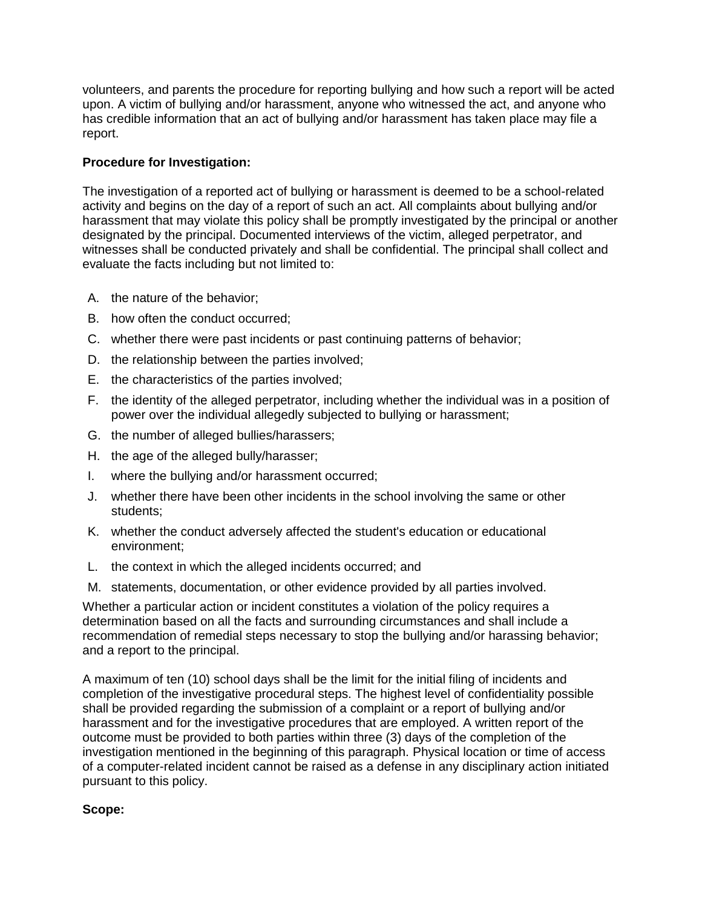volunteers, and parents the procedure for reporting bullying and how such a report will be acted upon. A victim of bullying and/or harassment, anyone who witnessed the act, and anyone who has credible information that an act of bullying and/or harassment has taken place may file a report.

**Procedure for Investigation:**

The investigation of a reported act of bullying or harassment is deemed to be a school-related activity and begins on the day of a report of such an act. All complaints about bullying and/or harassment that may violate this policy shall be promptly investigated by the principal or another designated by the principal. Documented interviews of the victim, alleged perpetrator, and witnesses shall be conducted privately and shall be confidential. The principal shall collect and evaluate the facts including but not limited to:

A. the nature of the behavior;
B. how often the conduct occurred;
C. whether there were past incidents or past continuing patterns of behavior;
D. the relationship between the parties involved;
E. the characteristics of the parties involved;
F. the identity of the alleged perpetrator, including whether the individual was in a position of power over the individual allegedly subjected to bullying or harassment;
G. the number of alleged bullies/harassers;
H. the age of the alleged bully/harasser;
I. where the bullying and/or harassment occurred;
J. whether there have been other incidents in the school involving the same or other students;
K. whether the conduct adversely affected the student's education or educational environment;
L. the context in which the alleged incidents occurred; and
M. statements, documentation, or other evidence provided by all parties involved.

Whether a particular action or incident constitutes a violation of the policy requires a determination based on all the facts and surrounding circumstances and shall include a recommendation of remedial steps necessary to stop the bullying and/or harassing behavior; and a report to the principal.

A maximum of ten (10) school days shall be the limit for the initial filing of incidents and completion of the investigative procedural steps. The highest level of confidentiality possible shall be provided regarding the submission of a complaint or a report of bullying and/or harassment and for the investigative procedures that are employed. A written report of the outcome must be provided to both parties within three (3) days of the completion of the investigation mentioned in the beginning of this paragraph. Physical location or time of access of a computer-related incident cannot be raised as a defense in any disciplinary action initiated pursuant to this policy.

**Scope:**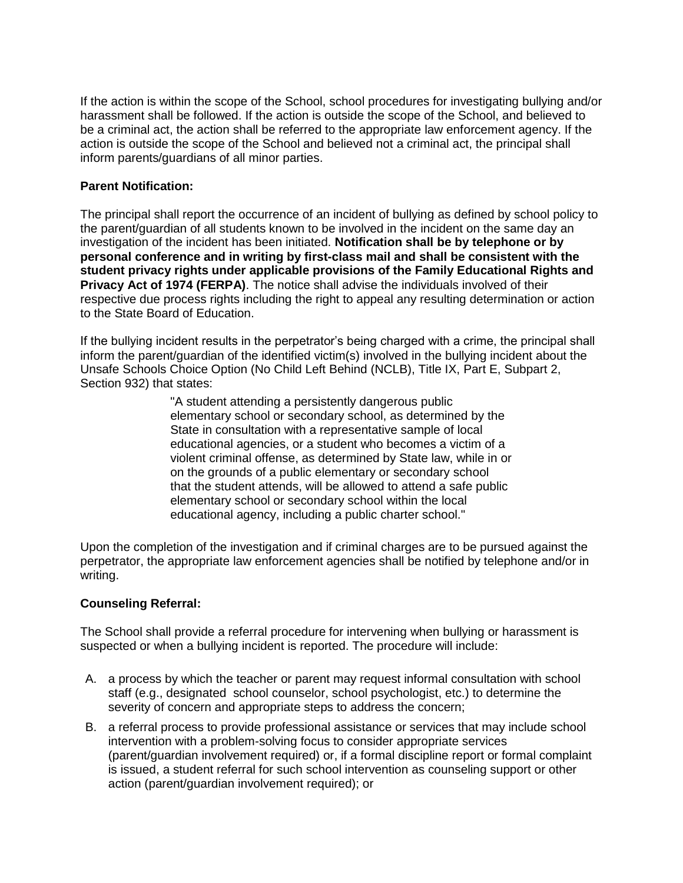If the action is within the scope of the School, school procedures for investigating bullying and/or harassment shall be followed. If the action is outside the scope of the School, and believed to be a criminal act, the action shall be referred to the appropriate law enforcement agency. If the action is outside the scope of the School and believed not a criminal act, the principal shall inform parents/guardians of all minor parties.

**Parent Notification:**

The principal shall report the occurrence of an incident of bullying as defined by school policy to the parent/guardian of all students known to be involved in the incident on the same day an investigation of the incident has been initiated. **Notification shall be by telephone or by personal conference and in writing by first-class mail and shall be consistent with the student privacy rights under applicable provisions of the Family Educational Rights and Privacy Act of 1974 (FERPA)**. The notice shall advise the individuals involved of their respective due process rights including the right to appeal any resulting determination or action to the State Board of Education.

If the bullying incident results in the perpetrator's being charged with a crime, the principal shall inform the parent/guardian of the identified victim(s) involved in the bullying incident about the Unsafe Schools Choice Option (No Child Left Behind (NCLB), Title IX, Part E, Subpart 2, Section 932) that states:

> "A student attending a persistently dangerous public elementary school or secondary school, as determined by the State in consultation with a representative sample of local educational agencies, or a student who becomes a victim of a violent criminal offense, as determined by State law, while in or on the grounds of a public elementary or secondary school that the student attends, will be allowed to attend a safe public elementary school or secondary school within the local educational agency, including a public charter school."

Upon the completion of the investigation and if criminal charges are to be pursued against the perpetrator, the appropriate law enforcement agencies shall be notified by telephone and/or in writing.

**Counseling Referral:**

The School shall provide a referral procedure for intervening when bullying or harassment is suspected or when a bullying incident is reported. The procedure will include:

A. a process by which the teacher or parent may request informal consultation with school staff (e.g., designated school counselor, school psychologist, etc.) to determine the severity of concern and appropriate steps to address the concern;

B. a referral process to provide professional assistance or services that may include school intervention with a problem-solving focus to consider appropriate services (parent/guardian involvement required) or, if a formal discipline report or formal complaint is issued, a student referral for such school intervention as counseling support or other action (parent/guardian involvement required); or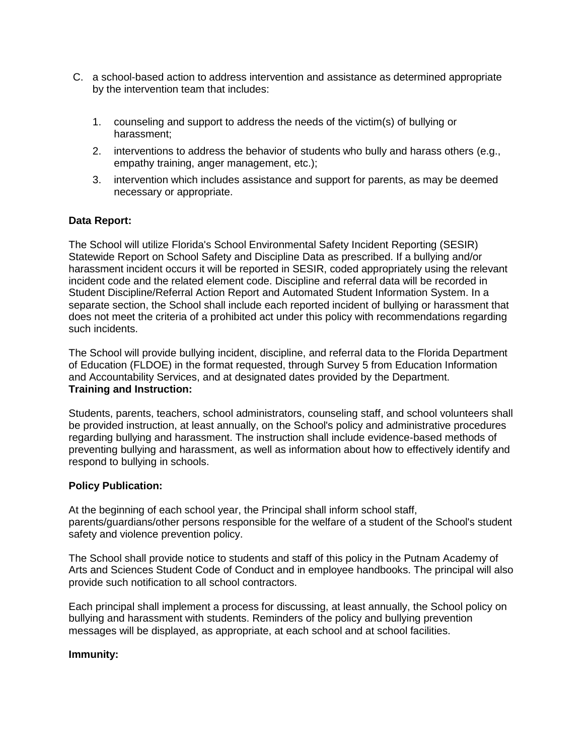C. a school-based action to address intervention and assistance as determined appropriate by the intervention team that includes:

   1. counseling and support to address the needs of the victim(s) of bullying or harassment;
   2. interventions to address the behavior of students who bully and harass others (e.g., empathy training, anger management, etc.);
   3. intervention which includes assistance and support for parents, as may be deemed necessary or appropriate.

**Data Report:**

The School will utilize Florida's School Environmental Safety Incident Reporting (SESIR) Statewide Report on School Safety and Discipline Data as prescribed. If a bullying and/or harassment incident occurs it will be reported in SESIR, coded appropriately using the relevant incident code and the related element code. Discipline and referral data will be recorded in Student Discipline/Referral Action Report and Automated Student Information System. In a separate section, the School shall include each reported incident of bullying or harassment that does not meet the criteria of a prohibited act under this policy with recommendations regarding such incidents.

The School will provide bullying incident, discipline, and referral data to the Florida Department of Education (FLDOE) in the format requested, through Survey 5 from Education Information and Accountability Services, and at designated dates provided by the Department.

**Training and Instruction:**

Students, parents, teachers, school administrators, counseling staff, and school volunteers shall be provided instruction, at least annually, on the School's policy and administrative procedures regarding bullying and harassment. The instruction shall include evidence-based methods of preventing bullying and harassment, as well as information about how to effectively identify and respond to bullying in schools.

**Policy Publication:**

At the beginning of each school year, the Principal shall inform school staff, parents/guardians/other persons responsible for the welfare of a student of the School's student safety and violence prevention policy.

The School shall provide notice to students and staff of this policy in the Putnam Academy of Arts and Sciences Student Code of Conduct and in employee handbooks. The principal will also provide such notification to all school contractors.

Each principal shall implement a process for discussing, at least annually, the School policy on bullying and harassment with students. Reminders of the policy and bullying prevention messages will be displayed, as appropriate, at each school and at school facilities.

**Immunity:**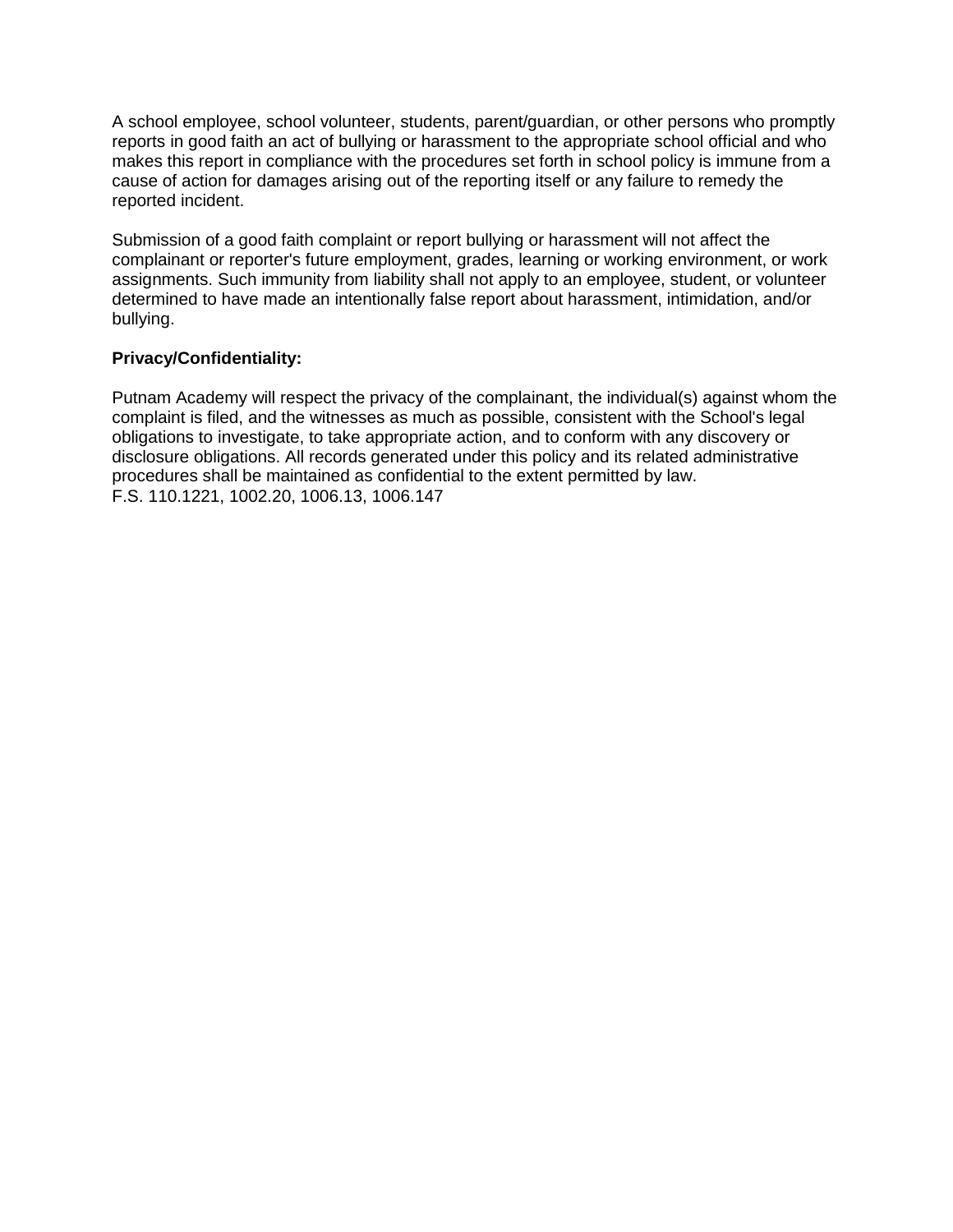A school employee, school volunteer, students, parent/guardian, or other persons who promptly reports in good faith an act of bullying or harassment to the appropriate school official and who makes this report in compliance with the procedures set forth in school policy is immune from a cause of action for damages arising out of the reporting itself or any failure to remedy the reported incident.

Submission of a good faith complaint or report bullying or harassment will not affect the complainant or reporter's future employment, grades, learning or working environment, or work assignments. Such immunity from liability shall not apply to an employee, student, or volunteer determined to have made an intentionally false report about harassment, intimidation, and/or bullying.

**Privacy/Confidentiality:**

Putnam Academy will respect the privacy of the complainant, the individual(s) against whom the complaint is filed, and the witnesses as much as possible, consistent with the School's legal obligations to investigate, to take appropriate action, and to conform with any discovery or disclosure obligations. All records generated under this policy and its related administrative procedures shall be maintained as confidential to the extent permitted by law.
F.S. 110.1221, 1002.20, 1006.13, 1006.147